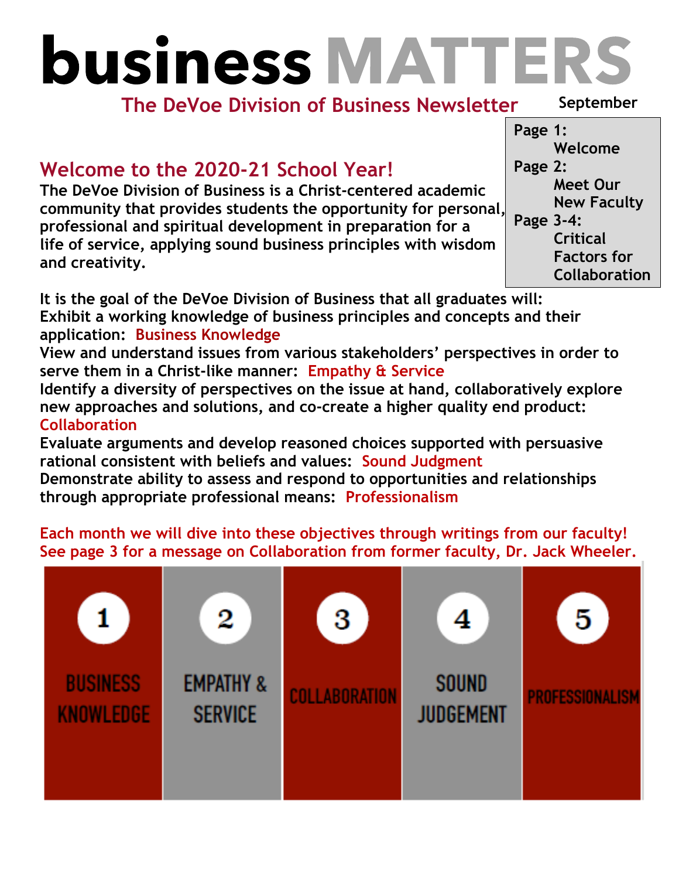# business MATTERS

## The DeVoe Division of Business Newsletter

September

**Page 1:** Welcome
**Page 2:** Meet Our New Faculty
**Page 3-4:** Critical Factors for Collaboration

## Welcome to the 2020-21 School Year!

The DeVoe Division of Business is a Christ-centered academic community that provides students the opportunity for personal, professional and spiritual development in preparation for a life of service, applying sound business principles with wisdom and creativity.

It is the goal of the DeVoe Division of Business that all graduates will:

Exhibit a working knowledge of business principles and concepts and their application: Business Knowledge

View and understand issues from various stakeholders' perspectives in order to serve them in a Christ-like manner: Empathy & Service

Identify a diversity of perspectives on the issue at hand, collaboratively explore new approaches and solutions, and co-create a higher quality end product: Collaboration

Evaluate arguments and develop reasoned choices supported with persuasive rational consistent with beliefs and values: Sound Judgment

Demonstrate ability to assess and respond to opportunities and relationships through appropriate professional means: Professionalism

Each month we will dive into these objectives through writings from our faculty! See page 3 for a message on Collaboration from former faculty, Dr. Jack Wheeler.

1. BUSINESS KNOWLEDGE
2. EMPATHY & SERVICE
3. COLLABORATION
4. SOUND JUDGEMENT
5. PROFESSIONALISM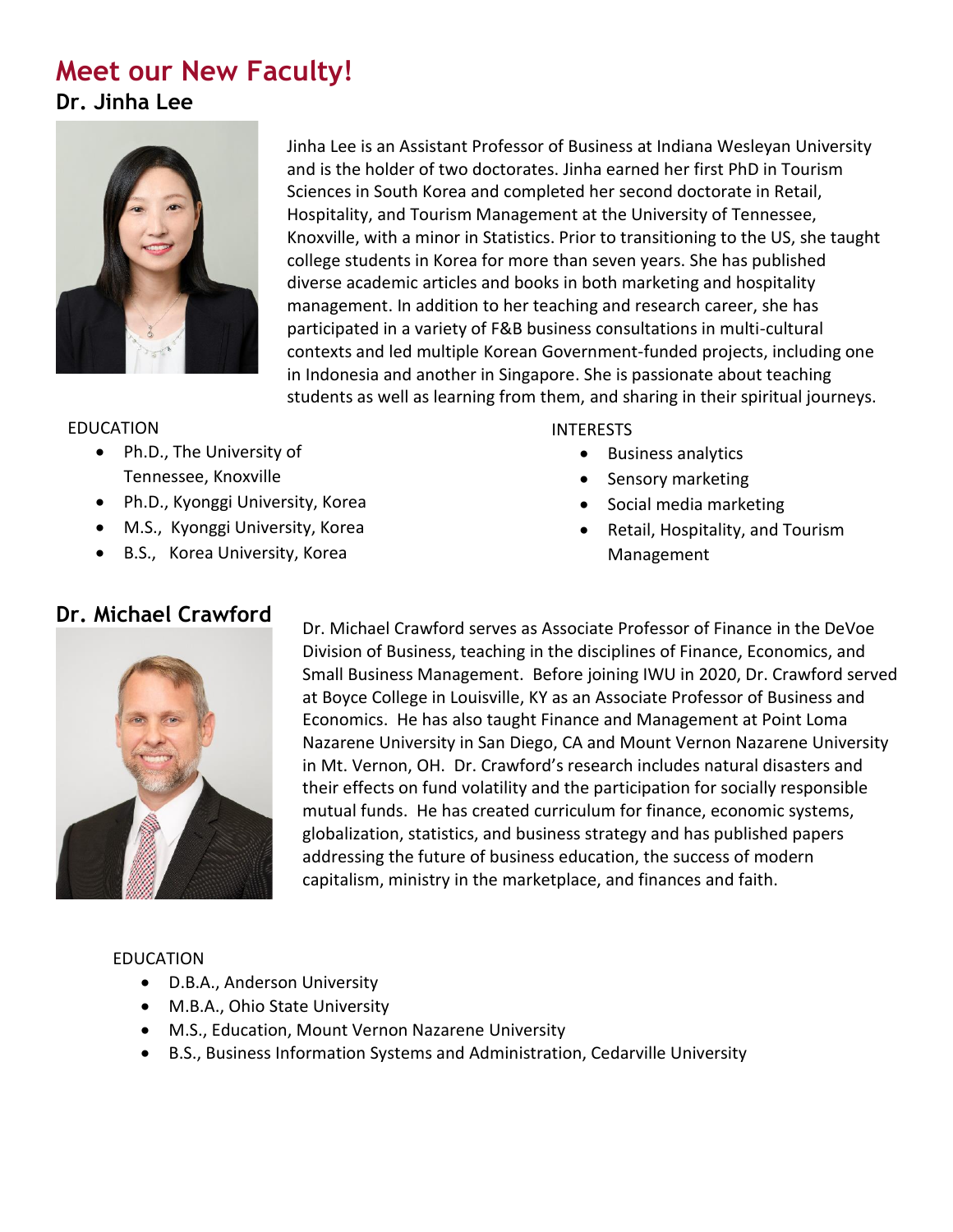# Meet our New Faculty!

## Dr. Jinha Lee

Jinha Lee is an Assistant Professor of Business at Indiana Wesleyan University and is the holder of two doctorates. Jinha earned her first PhD in Tourism Sciences in South Korea and completed her second doctorate in Retail, Hospitality, and Tourism Management at the University of Tennessee, Knoxville, with a minor in Statistics. Prior to transitioning to the US, she taught college students in Korea for more than seven years. She has published diverse academic articles and books in both marketing and hospitality management. In addition to her teaching and research career, she has participated in a variety of F&B business consultations in multi-cultural contexts and led multiple Korean Government-funded projects, including one in Indonesia and another in Singapore. She is passionate about teaching students as well as learning from them, and sharing in their spiritual journeys.

EDUCATION

- Ph.D., The University of Tennessee, Knoxville
- Ph.D., Kyonggi University, Korea
- M.S., Kyonggi University, Korea
- B.S., Korea University, Korea

INTERESTS

- Business analytics
- Sensory marketing
- Social media marketing
- Retail, Hospitality, and Tourism Management

## Dr. Michael Crawford

Dr. Michael Crawford serves as Associate Professor of Finance in the DeVoe Division of Business, teaching in the disciplines of Finance, Economics, and Small Business Management. Before joining IWU in 2020, Dr. Crawford served at Boyce College in Louisville, KY as an Associate Professor of Business and Economics. He has also taught Finance and Management at Point Loma Nazarene University in San Diego, CA and Mount Vernon Nazarene University in Mt. Vernon, OH. Dr. Crawford's research includes natural disasters and their effects on fund volatility and the participation for socially responsible mutual funds. He has created curriculum for finance, economic systems, globalization, statistics, and business strategy and has published papers addressing the future of business education, the success of modern capitalism, ministry in the marketplace, and finances and faith.

EDUCATION

- D.B.A., Anderson University
- M.B.A., Ohio State University
- M.S., Education, Mount Vernon Nazarene University
- B.S., Business Information Systems and Administration, Cedarville University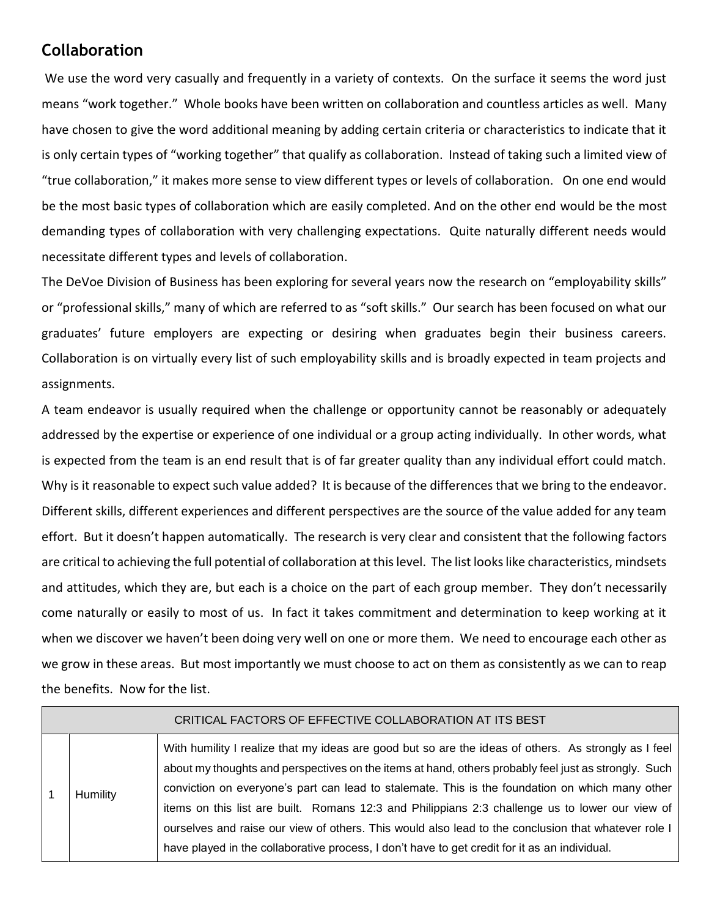## Collaboration

We use the word very casually and frequently in a variety of contexts. On the surface it seems the word just means "work together." Whole books have been written on collaboration and countless articles as well. Many have chosen to give the word additional meaning by adding certain criteria or characteristics to indicate that it is only certain types of "working together" that qualify as collaboration. Instead of taking such a limited view of "true collaboration," it makes more sense to view different types or levels of collaboration. On one end would be the most basic types of collaboration which are easily completed. And on the other end would be the most demanding types of collaboration with very challenging expectations. Quite naturally different needs would necessitate different types and levels of collaboration.

The DeVoe Division of Business has been exploring for several years now the research on "employability skills" or "professional skills," many of which are referred to as "soft skills." Our search has been focused on what our graduates' future employers are expecting or desiring when graduates begin their business careers. Collaboration is on virtually every list of such employability skills and is broadly expected in team projects and assignments.

A team endeavor is usually required when the challenge or opportunity cannot be reasonably or adequately addressed by the expertise or experience of one individual or a group acting individually. In other words, what is expected from the team is an end result that is of far greater quality than any individual effort could match. Why is it reasonable to expect such value added? It is because of the differences that we bring to the endeavor. Different skills, different experiences and different perspectives are the source of the value added for any team effort. But it doesn't happen automatically. The research is very clear and consistent that the following factors are critical to achieving the full potential of collaboration at this level. The list looks like characteristics, mindsets and attitudes, which they are, but each is a choice on the part of each group member. They don't necessarily come naturally or easily to most of us. In fact it takes commitment and determination to keep working at it when we discover we haven't been doing very well on one or more them. We need to encourage each other as we grow in these areas. But most importantly we must choose to act on them as consistently as we can to reap the benefits. Now for the list.

| CRITICAL FACTORS OF EFFECTIVE COLLABORATION AT ITS BEST | | |
|---|---|---|
| 1 | Humility | With humility I realize that my ideas are good but so are the ideas of others. As strongly as I feel about my thoughts and perspectives on the items at hand, others probably feel just as strongly. Such conviction on everyone's part can lead to stalemate. This is the foundation on which many other items on this list are built. Romans 12:3 and Philippians 2:3 challenge us to lower our view of ourselves and raise our view of others. This would also lead to the conclusion that whatever role I have played in the collaborative process, I don't have to get credit for it as an individual. |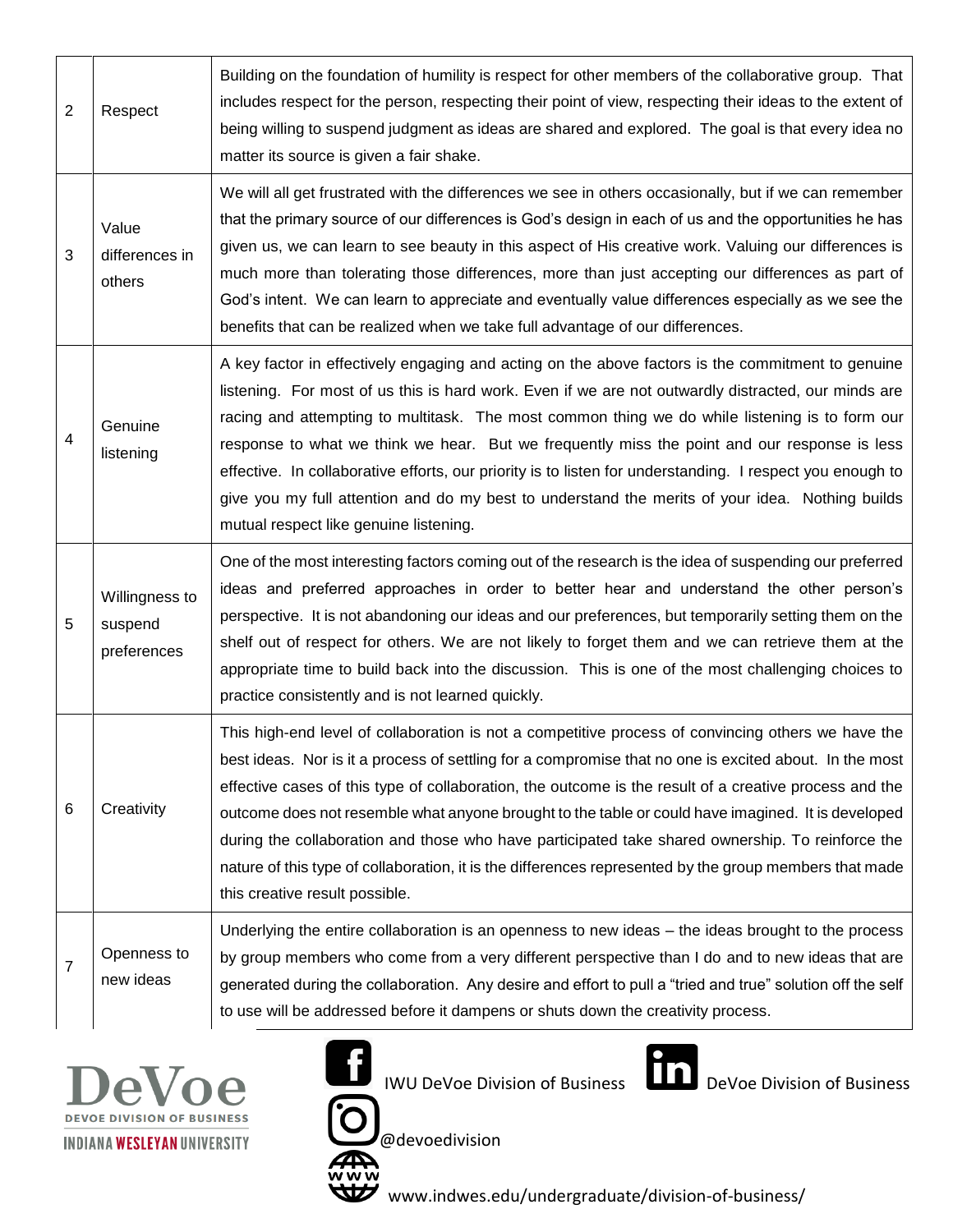| | | |
|---|---|---|
| 2 | Respect | Building on the foundation of humility is respect for other members of the collaborative group. That includes respect for the person, respecting their point of view, respecting their ideas to the extent of being willing to suspend judgment as ideas are shared and explored. The goal is that every idea no matter its source is given a fair shake. |
| 3 | Value differences in others | We will all get frustrated with the differences we see in others occasionally, but if we can remember that the primary source of our differences is God's design in each of us and the opportunities he has given us, we can learn to see beauty in this aspect of His creative work. Valuing our differences is much more than tolerating those differences, more than just accepting our differences as part of God's intent. We can learn to appreciate and eventually value differences especially as we see the benefits that can be realized when we take full advantage of our differences. |
| 4 | Genuine listening | A key factor in effectively engaging and acting on the above factors is the commitment to genuine listening. For most of us this is hard work. Even if we are not outwardly distracted, our minds are racing and attempting to multitask. The most common thing we do while listening is to form our response to what we think we hear. But we frequently miss the point and our response is less effective. In collaborative efforts, our priority is to listen for understanding. I respect you enough to give you my full attention and do my best to understand the merits of your idea. Nothing builds mutual respect like genuine listening. |
| 5 | Willingness to suspend preferences | One of the most interesting factors coming out of the research is the idea of suspending our preferred ideas and preferred approaches in order to better hear and understand the other person's perspective. It is not abandoning our ideas and our preferences, but temporarily setting them on the shelf out of respect for others. We are not likely to forget them and we can retrieve them at the appropriate time to build back into the discussion. This is one of the most challenging choices to practice consistently and is not learned quickly. |
| 6 | Creativity | This high-end level of collaboration is not a competitive process of convincing others we have the best ideas. Nor is it a process of settling for a compromise that no one is excited about. In the most effective cases of this type of collaboration, the outcome is the result of a creative process and the outcome does not resemble what anyone brought to the table or could have imagined. It is developed during the collaboration and those who have participated take shared ownership. To reinforce the nature of this type of collaboration, it is the differences represented by the group members that made this creative result possible. |
| 7 | Openness to new ideas | Underlying the entire collaboration is an openness to new ideas – the ideas brought to the process by group members who come from a very different perspective than I do and to new ideas that are generated during the collaboration. Any desire and effort to pull a "tried and true" solution off the self to use will be addressed before it dampens or shuts down the creativity process. |

DeVoe
DEVOE DIVISION OF BUSINESS
INDIANA WESLEYAN UNIVERSITY

IWU DeVoe Division of Business

DeVoe Division of Business

@devoedivision

www.indwes.edu/undergraduate/division-of-business/